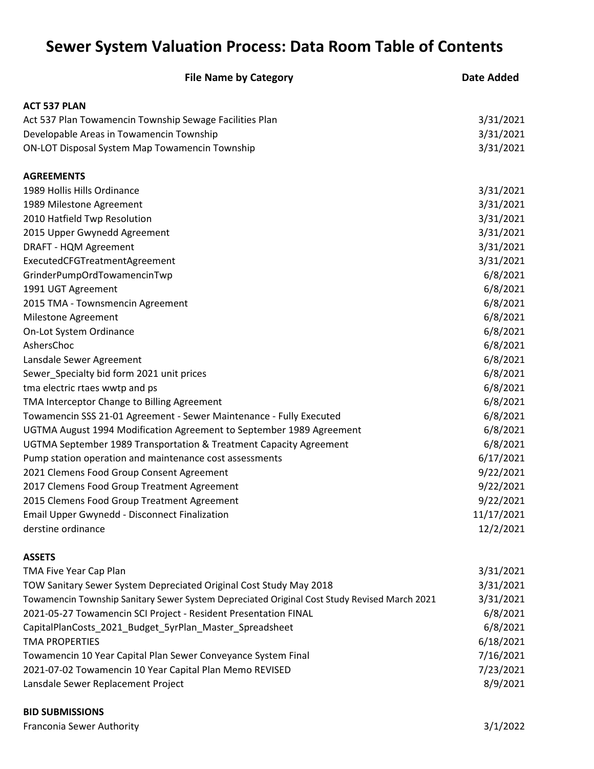# Sewer System Valuation Process: Data Room Table of Contents

| File Name by Category | Date Added |
|---|---|
| **ACT 537 PLAN** | |
| Act 537 Plan Towamencin Township Sewage Facilities Plan | 3/31/2021 |
| Developable Areas in Towamencin Township | 3/31/2021 |
| ON-LOT Disposal System Map Towamencin Township | 3/31/2021 |
| **AGREEMENTS** | |
| 1989 Hollis Hills Ordinance | 3/31/2021 |
| 1989 Milestone Agreement | 3/31/2021 |
| 2010 Hatfield Twp Resolution | 3/31/2021 |
| 2015 Upper Gwynedd Agreement | 3/31/2021 |
| DRAFT - HQM Agreement | 3/31/2021 |
| ExecutedCFGTreatmentAgreement | 3/31/2021 |
| GrinderPumpOrdTowamencinTwp | 6/8/2021 |
| 1991 UGT Agreement | 6/8/2021 |
| 2015 TMA - Townsmencin Agreement | 6/8/2021 |
| Milestone Agreement | 6/8/2021 |
| On-Lot System Ordinance | 6/8/2021 |
| AshersChoc | 6/8/2021 |
| Lansdale Sewer Agreement | 6/8/2021 |
| Sewer_Specialty bid form 2021 unit prices | 6/8/2021 |
| tma electric rtaes wwtp and ps | 6/8/2021 |
| TMA Interceptor Change to Billing Agreement | 6/8/2021 |
| Towamencin SSS 21-01 Agreement - Sewer Maintenance - Fully Executed | 6/8/2021 |
| UGTMA August 1994 Modification Agreement to September 1989 Agreement | 6/8/2021 |
| UGTMA September 1989 Transportation & Treatment Capacity Agreement | 6/8/2021 |
| Pump station operation and maintenance cost assessments | 6/17/2021 |
| 2021 Clemens Food Group Consent Agreement | 9/22/2021 |
| 2017 Clemens Food Group Treatment Agreement | 9/22/2021 |
| 2015 Clemens Food Group Treatment Agreement | 9/22/2021 |
| Email Upper Gwynedd - Disconnect Finalization | 11/17/2021 |
| derstine ordinance | 12/2/2021 |
| **ASSETS** | |
| TMA Five Year Cap Plan | 3/31/2021 |
| TOW Sanitary Sewer System Depreciated Original Cost Study May 2018 | 3/31/2021 |
| Towamencin Township Sanitary Sewer System Depreciated Original Cost Study Revised March 2021 | 3/31/2021 |
| 2021-05-27 Towamencin SCI Project - Resident Presentation FINAL | 6/8/2021 |
| CapitalPlanCosts_2021_Budget_5yrPlan_Master_Spreadsheet | 6/8/2021 |
| TMA PROPERTIES | 6/18/2021 |
| Towamencin 10 Year Capital Plan Sewer Conveyance System Final | 7/16/2021 |
| 2021-07-02 Towamencin 10 Year Capital Plan Memo REVISED | 7/23/2021 |
| Lansdale Sewer Replacement Project | 8/9/2021 |
| **BID SUBMISSIONS** | |
| Franconia Sewer Authority | 3/1/2022 |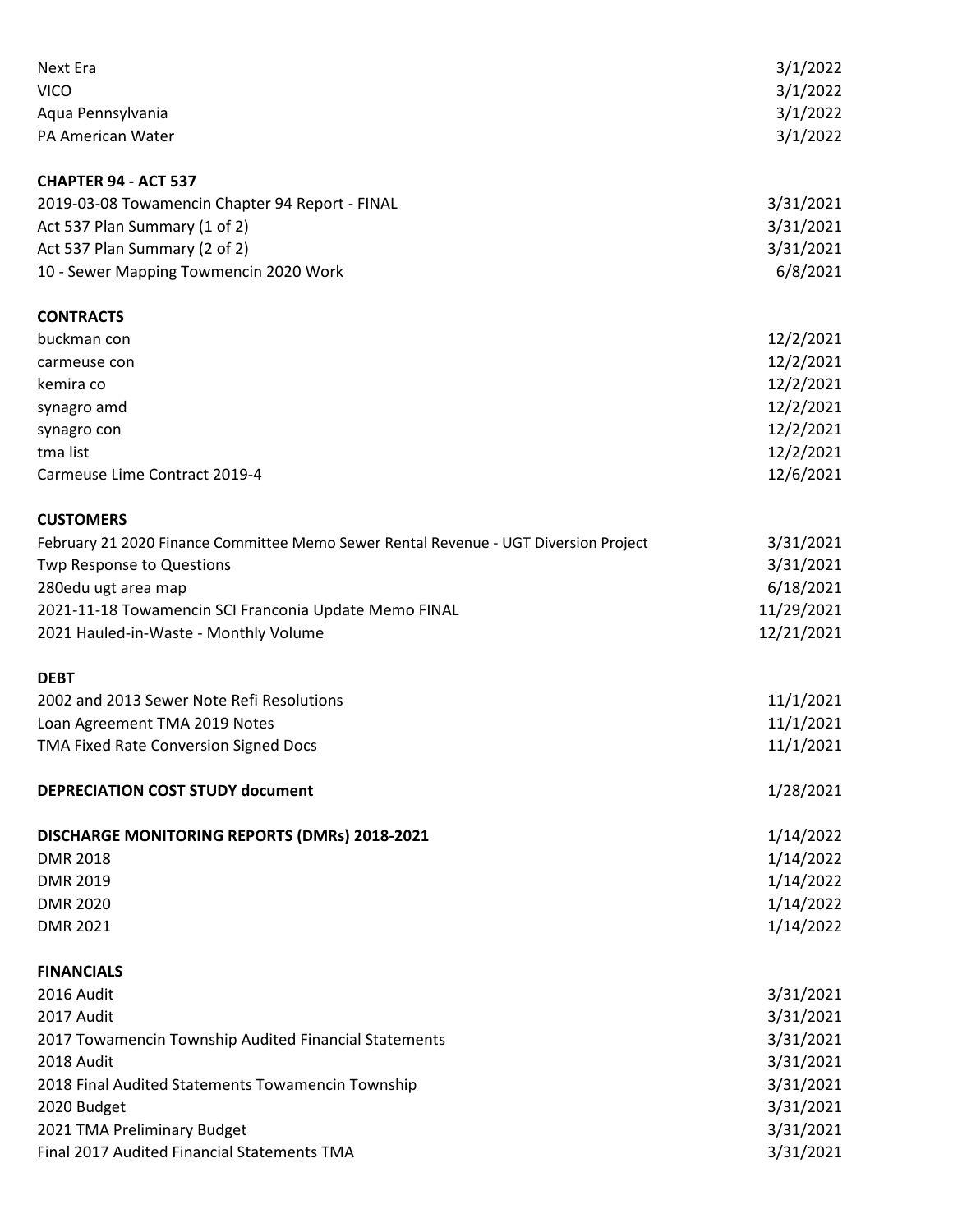| | |
|---|---|
| Next Era | 3/1/2022 |
| VICO | 3/1/2022 |
| Aqua Pennsylvania | 3/1/2022 |
| PA American Water | 3/1/2022 |
| | |
| **CHAPTER 94 - ACT 537** | |
| 2019-03-08 Towamencin Chapter 94 Report - FINAL | 3/31/2021 |
| Act 537 Plan Summary (1 of 2) | 3/31/2021 |
| Act 537 Plan Summary (2 of 2) | 3/31/2021 |
| 10 - Sewer Mapping Towmencin 2020 Work | 6/8/2021 |
| | |
| **CONTRACTS** | |
| buckman con | 12/2/2021 |
| carmeuse con | 12/2/2021 |
| kemira co | 12/2/2021 |
| synagro amd | 12/2/2021 |
| synagro con | 12/2/2021 |
| tma list | 12/2/2021 |
| Carmeuse Lime Contract 2019-4 | 12/6/2021 |
| | |
| **CUSTOMERS** | |
| February 21 2020 Finance Committee Memo Sewer Rental Revenue - UGT Diversion Project | 3/31/2021 |
| Twp Response to Questions | 3/31/2021 |
| 280edu ugt area map | 6/18/2021 |
| 2021-11-18 Towamencin SCI Franconia Update Memo FINAL | 11/29/2021 |
| 2021 Hauled-in-Waste - Monthly Volume | 12/21/2021 |
| | |
| **DEBT** | |
| 2002 and 2013 Sewer Note Refi Resolutions | 11/1/2021 |
| Loan Agreement TMA 2019 Notes | 11/1/2021 |
| TMA Fixed Rate Conversion Signed Docs | 11/1/2021 |
| | |
| **DEPRECIATION COST STUDY document** | 1/28/2021 |
| | |
| **DISCHARGE MONITORING REPORTS (DMRs) 2018-2021** | 1/14/2022 |
| DMR 2018 | 1/14/2022 |
| DMR 2019 | 1/14/2022 |
| DMR 2020 | 1/14/2022 |
| DMR 2021 | 1/14/2022 |
| | |
| **FINANCIALS** | |
| 2016 Audit | 3/31/2021 |
| 2017 Audit | 3/31/2021 |
| 2017 Towamencin Township Audited Financial Statements | 3/31/2021 |
| 2018 Audit | 3/31/2021 |
| 2018 Final Audited Statements Towamencin Township | 3/31/2021 |
| 2020 Budget | 3/31/2021 |
| 2021 TMA Preliminary Budget | 3/31/2021 |
| Final 2017 Audited Financial Statements TMA | 3/31/2021 |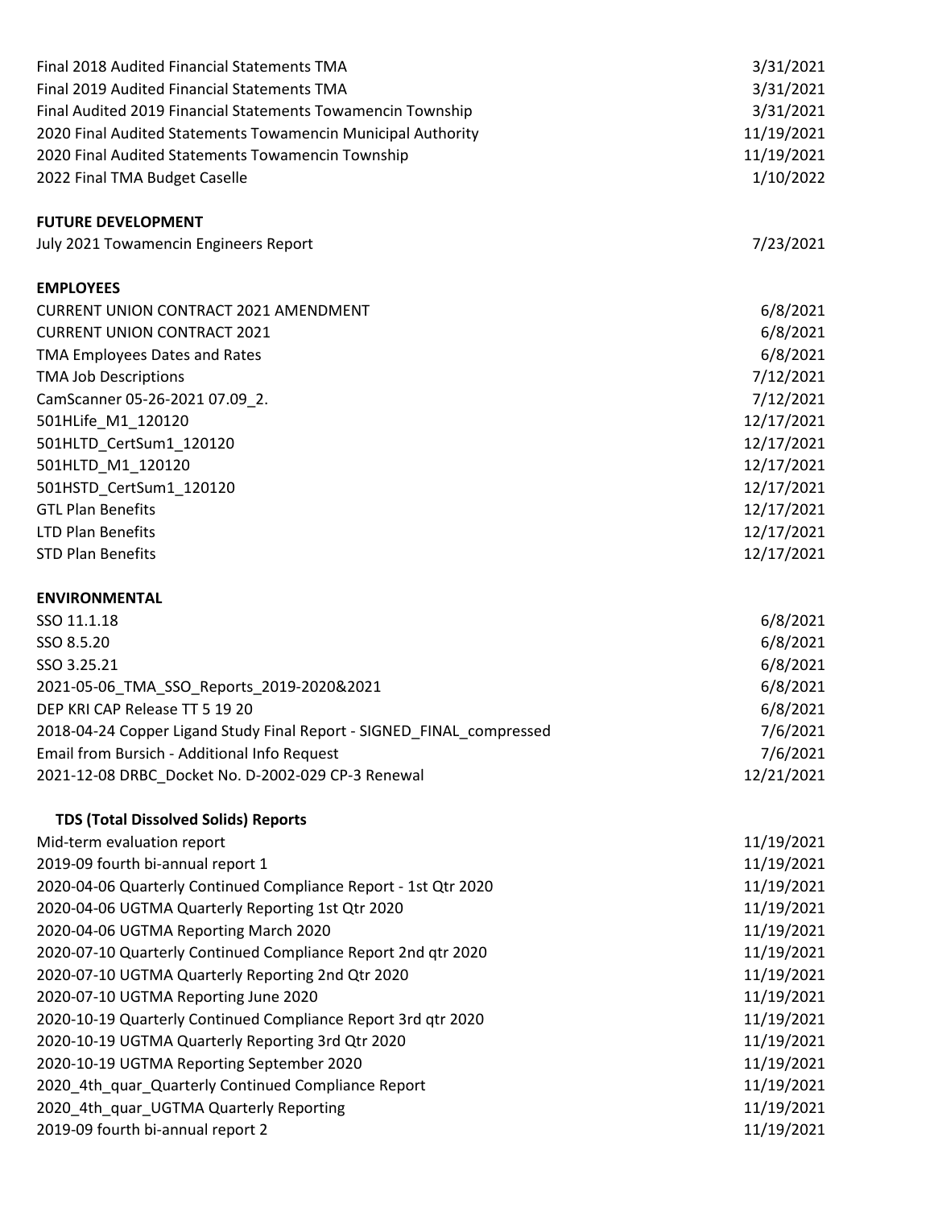| | |
|---|---|
| Final 2018 Audited Financial Statements TMA | 3/31/2021 |
| Final 2019 Audited Financial Statements TMA | 3/31/2021 |
| Final Audited 2019 Financial Statements Towamencin Township | 3/31/2021 |
| 2020 Final Audited Statements Towamencin Municipal Authority | 11/19/2021 |
| 2020 Final Audited Statements Towamencin Township | 11/19/2021 |
| 2022 Final TMA Budget Caselle | 1/10/2022 |

**FUTURE DEVELOPMENT**

| | |
|---|---|
| July 2021 Towamencin Engineers Report | 7/23/2021 |

**EMPLOYEES**

| | |
|---|---|
| CURRENT UNION CONTRACT 2021 AMENDMENT | 6/8/2021 |
| CURRENT UNION CONTRACT 2021 | 6/8/2021 |
| TMA Employees Dates and Rates | 6/8/2021 |
| TMA Job Descriptions | 7/12/2021 |
| CamScanner 05-26-2021 07.09_2. | 7/12/2021 |
| 501HLife_M1_120120 | 12/17/2021 |
| 501HLTD_CertSum1_120120 | 12/17/2021 |
| 501HLTD_M1_120120 | 12/17/2021 |
| 501HSTD_CertSum1_120120 | 12/17/2021 |
| GTL Plan Benefits | 12/17/2021 |
| LTD Plan Benefits | 12/17/2021 |
| STD Plan Benefits | 12/17/2021 |

**ENVIRONMENTAL**

| | |
|---|---|
| SSO 11.1.18 | 6/8/2021 |
| SSO 8.5.20 | 6/8/2021 |
| SSO 3.25.21 | 6/8/2021 |
| 2021-05-06_TMA_SSO_Reports_2019-2020&2021 | 6/8/2021 |
| DEP KRI CAP Release TT 5 19 20 | 6/8/2021 |
| 2018-04-24 Copper Ligand Study Final Report - SIGNED_FINAL_compressed | 7/6/2021 |
| Email from Bursich - Additional Info Request | 7/6/2021 |
| 2021-12-08 DRBC_Docket No. D-2002-029 CP-3 Renewal | 12/21/2021 |

**TDS (Total Dissolved Solids) Reports**

| | |
|---|---|
| Mid-term evaluation report | 11/19/2021 |
| 2019-09 fourth bi-annual report 1 | 11/19/2021 |
| 2020-04-06 Quarterly Continued Compliance Report - 1st Qtr 2020 | 11/19/2021 |
| 2020-04-06 UGTMA Quarterly Reporting 1st Qtr 2020 | 11/19/2021 |
| 2020-04-06 UGTMA Reporting March 2020 | 11/19/2021 |
| 2020-07-10 Quarterly Continued Compliance Report 2nd qtr 2020 | 11/19/2021 |
| 2020-07-10 UGTMA Quarterly Reporting 2nd Qtr 2020 | 11/19/2021 |
| 2020-07-10 UGTMA Reporting June 2020 | 11/19/2021 |
| 2020-10-19 Quarterly Continued Compliance Report 3rd qtr 2020 | 11/19/2021 |
| 2020-10-19 UGTMA Quarterly Reporting 3rd Qtr 2020 | 11/19/2021 |
| 2020-10-19 UGTMA Reporting September 2020 | 11/19/2021 |
| 2020_4th_quar_Quarterly Continued Compliance Report | 11/19/2021 |
| 2020_4th_quar_UGTMA Quarterly Reporting | 11/19/2021 |
| 2019-09 fourth bi-annual report 2 | 11/19/2021 |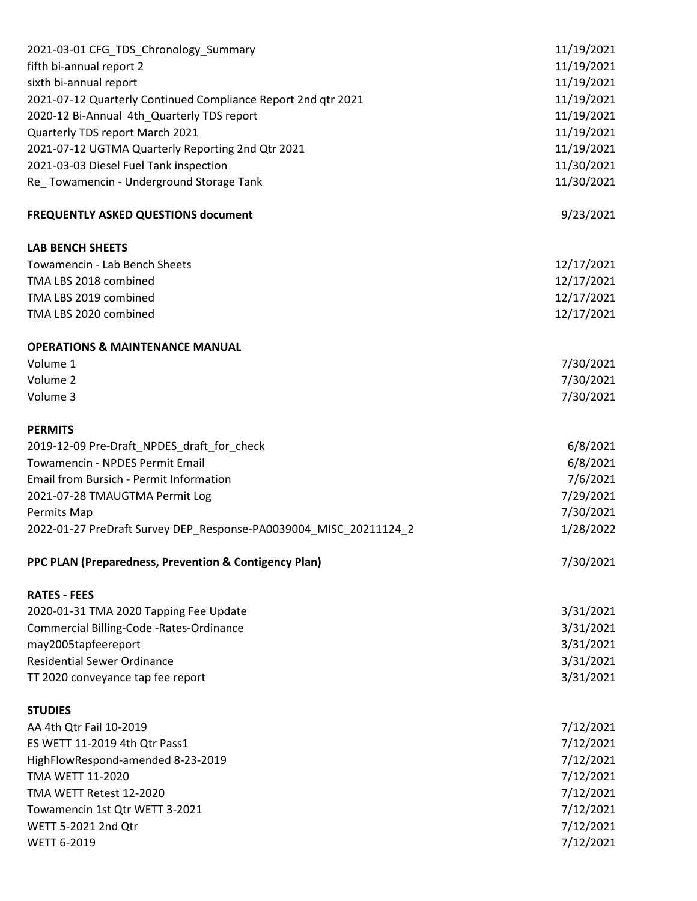| | |
|---|---|
| 2021-03-01 CFG_TDS_Chronology_Summary | 11/19/2021 |
| fifth bi-annual report 2 | 11/19/2021 |
| sixth bi-annual report | 11/19/2021 |
| 2021-07-12 Quarterly Continued Compliance Report 2nd qtr 2021 | 11/19/2021 |
| 2020-12 Bi-Annual 4th_Quarterly TDS report | 11/19/2021 |
| Quarterly TDS report March 2021 | 11/19/2021 |
| 2021-07-12 UGTMA Quarterly Reporting 2nd Qtr 2021 | 11/19/2021 |
| 2021-03-03 Diesel Fuel Tank inspection | 11/30/2021 |
| Re_ Towamencin - Underground Storage Tank | 11/30/2021 |
| | |
| **FREQUENTLY ASKED QUESTIONS document** | 9/23/2021 |
| | |
| **LAB BENCH SHEETS** | |
| Towamencin - Lab Bench Sheets | 12/17/2021 |
| TMA LBS 2018 combined | 12/17/2021 |
| TMA LBS 2019 combined | 12/17/2021 |
| TMA LBS 2020 combined | 12/17/2021 |
| | |
| **OPERATIONS & MAINTENANCE MANUAL** | |
| Volume 1 | 7/30/2021 |
| Volume 2 | 7/30/2021 |
| Volume 3 | 7/30/2021 |
| | |
| **PERMITS** | |
| 2019-12-09 Pre-Draft_NPDES_draft_for_check | 6/8/2021 |
| Towamencin - NPDES Permit Email | 6/8/2021 |
| Email from Bursich - Permit Information | 7/6/2021 |
| 2021-07-28 TMAUGTMA Permit Log | 7/29/2021 |
| Permits Map | 7/30/2021 |
| 2022-01-27 PreDraft Survey DEP_Response-PA0039004_MISC_20211124_2 | 1/28/2022 |
| | |
| **PPC PLAN (Preparedness, Prevention & Contigency Plan)** | 7/30/2021 |
| | |
| **RATES - FEES** | |
| 2020-01-31 TMA 2020 Tapping Fee Update | 3/31/2021 |
| Commercial Billing-Code -Rates-Ordinance | 3/31/2021 |
| may2005tapfeereport | 3/31/2021 |
| Residential Sewer Ordinance | 3/31/2021 |
| TT 2020 conveyance tap fee report | 3/31/2021 |
| | |
| **STUDIES** | |
| AA 4th Qtr Fail 10-2019 | 7/12/2021 |
| ES WETT 11-2019 4th Qtr Pass1 | 7/12/2021 |
| HighFlowRespond-amended 8-23-2019 | 7/12/2021 |
| TMA WETT 11-2020 | 7/12/2021 |
| TMA WETT Retest 12-2020 | 7/12/2021 |
| Towamencin 1st Qtr WETT 3-2021 | 7/12/2021 |
| WETT 5-2021 2nd Qtr | 7/12/2021 |
| WETT 6-2019 | 7/12/2021 |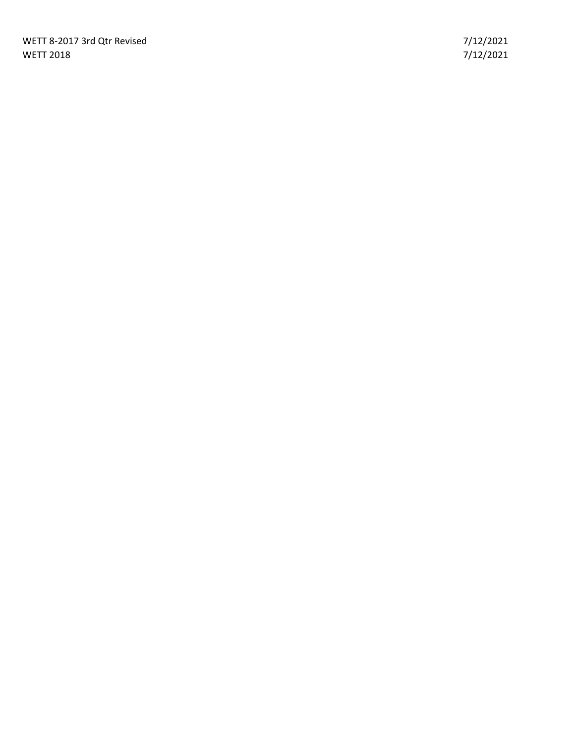| | |
|---|---|
| WETT 8-2017 3rd Qtr Revised | 7/12/2021 |
| WETT 2018 | 7/12/2021 |